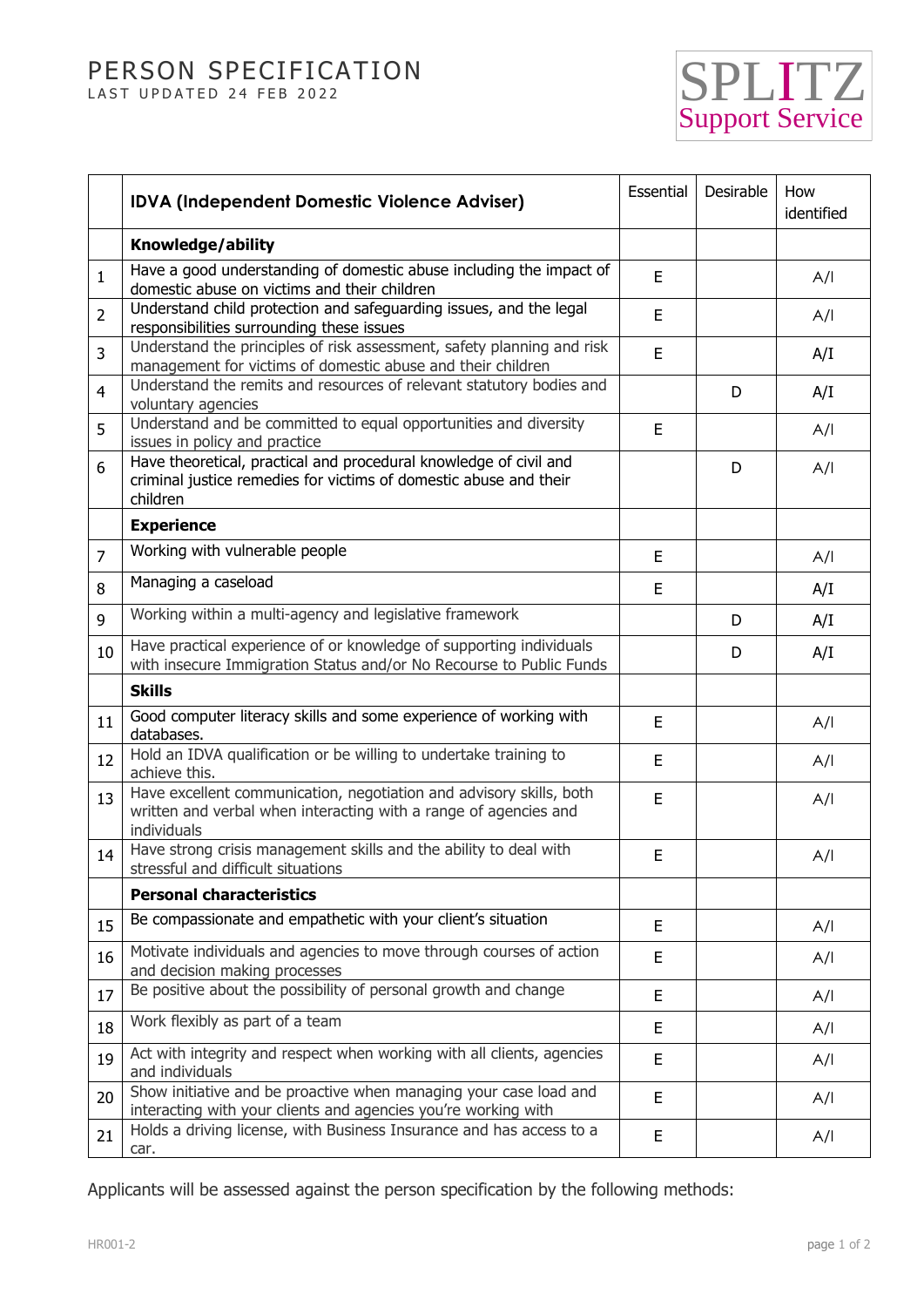# PERSON SPECIFICATION

LAST UPDATED 24 FEB 2022

SPLITZ Support Service

| | IDVA (Independent Domestic Violence Adviser) | Essential | Desirable | How identified |
|---|---|---|---|---|
| | **Knowledge/ability** | | | |
| 1 | Have a good understanding of domestic abuse including the impact of domestic abuse on victims and their children | E | | A/I |
| 2 | Understand child protection and safeguarding issues, and the legal responsibilities surrounding these issues | E | | A/I |
| 3 | Understand the principles of risk assessment, safety planning and risk management for victims of domestic abuse and their children | E | | A/I |
| 4 | Understand the remits and resources of relevant statutory bodies and voluntary agencies | | D | A/I |
| 5 | Understand and be committed to equal opportunities and diversity issues in policy and practice | E | | A/I |
| 6 | Have theoretical, practical and procedural knowledge of civil and criminal justice remedies for victims of domestic abuse and their children | | D | A/I |
| | **Experience** | | | |
| 7 | Working with vulnerable people | E | | A/I |
| 8 | Managing a caseload | E | | A/I |
| 9 | Working within a multi-agency and legislative framework | | D | A/I |
| 10 | Have practical experience of or knowledge of supporting individuals with insecure Immigration Status and/or No Recourse to Public Funds | | D | A/I |
| | **Skills** | | | |
| 11 | Good computer literacy skills and some experience of working with databases. | E | | A/I |
| 12 | Hold an IDVA qualification or be willing to undertake training to achieve this. | E | | A/I |
| 13 | Have excellent communication, negotiation and advisory skills, both written and verbal when interacting with a range of agencies and individuals | E | | A/I |
| 14 | Have strong crisis management skills and the ability to deal with stressful and difficult situations | E | | A/I |
| | **Personal characteristics** | | | |
| 15 | Be compassionate and empathetic with your client's situation | E | | A/I |
| 16 | Motivate individuals and agencies to move through courses of action and decision making processes | E | | A/I |
| 17 | Be positive about the possibility of personal growth and change | E | | A/I |
| 18 | Work flexibly as part of a team | E | | A/I |
| 19 | Act with integrity and respect when working with all clients, agencies and individuals | E | | A/I |
| 20 | Show initiative and be proactive when managing your case load and interacting with your clients and agencies you're working with | E | | A/I |
| 21 | Holds a driving license, with Business Insurance and has access to a car. | E | | A/I |

Applicants will be assessed against the person specification by the following methods:

HR001-2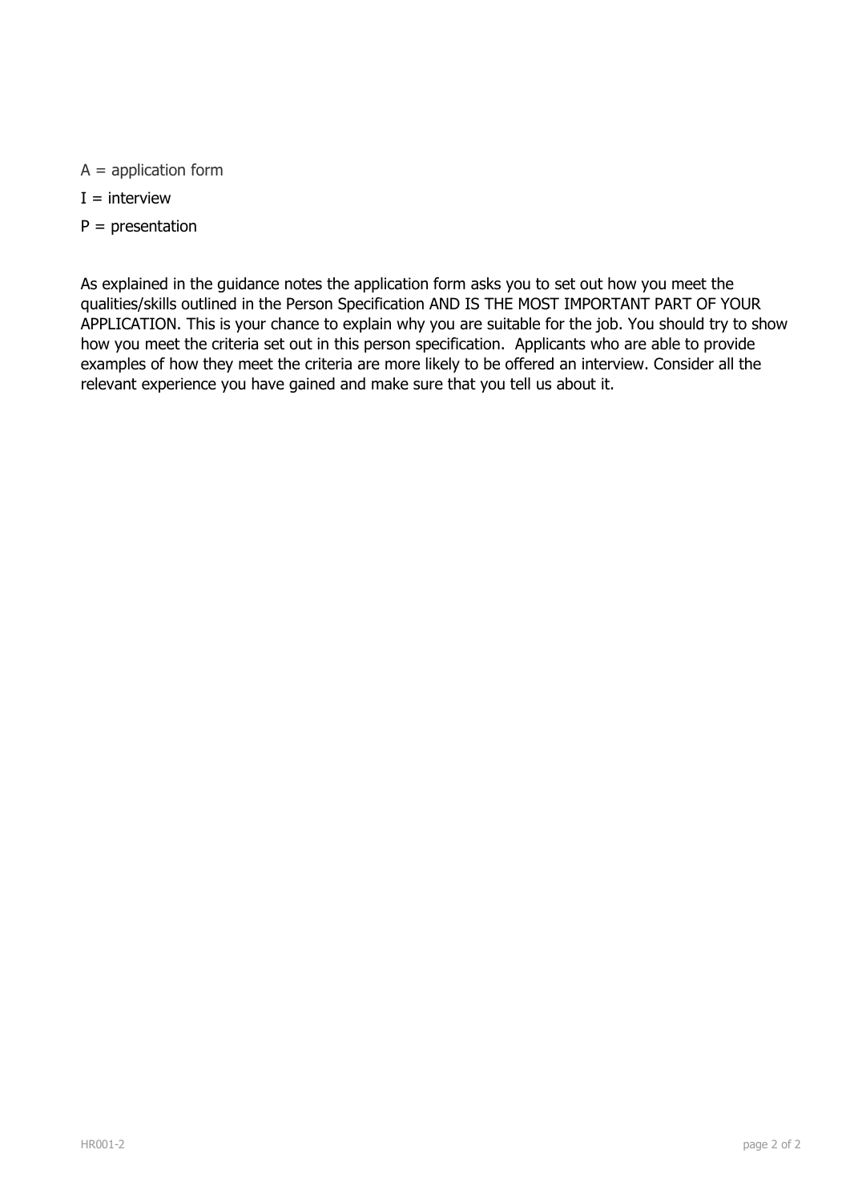A = application form

I = interview

P = presentation

As explained in the guidance notes the application form asks you to set out how you meet the qualities/skills outlined in the Person Specification AND IS THE MOST IMPORTANT PART OF YOUR APPLICATION. This is your chance to explain why you are suitable for the job. You should try to show how you meet the criteria set out in this person specification. Applicants who are able to provide examples of how they meet the criteria are more likely to be offered an interview. Consider all the relevant experience you have gained and make sure that you tell us about it.